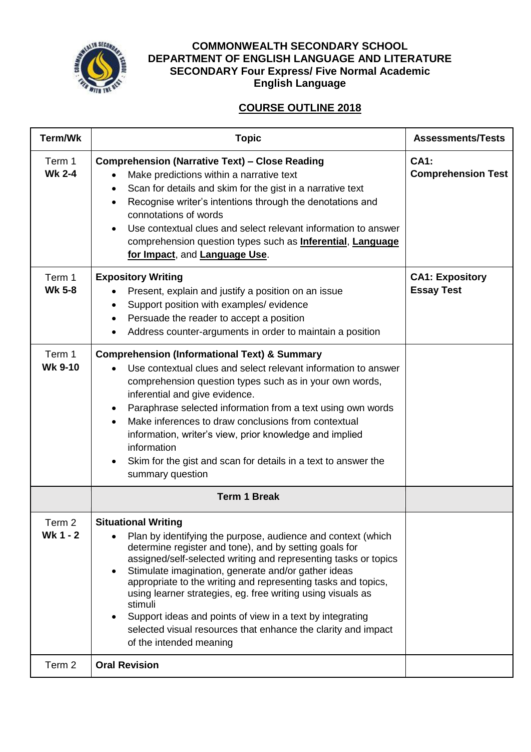**COMMONWEALTH SECONDARY SCHOOL**
**DEPARTMENT OF ENGLISH LANGUAGE AND LITERATURE**
**SECONDARY Four Express/ Five Normal Academic**
**English Language**

**COURSE OUTLINE 2018**

| Term/Wk | Topic | Assessments/Tests |
|---|---|---|
| Term 1 **Wk 2-4** | **Comprehension (Narrative Text) – Close Reading**<br>• Make predictions within a narrative text<br>• Scan for details and skim for the gist in a narrative text<br>• Recognise writer's intentions through the denotations and connotations of words<br>• Use contextual clues and select relevant information to answer comprehension question types such as **Inferential**, **Language for Impact**, and **Language Use**. | **CA1: Comprehension Test** |
| Term 1 **Wk 5-8** | **Expository Writing**<br>• Present, explain and justify a position on an issue<br>• Support position with examples/ evidence<br>• Persuade the reader to accept a position<br>• Address counter-arguments in order to maintain a position | **CA1: Expository Essay Test** |
| Term 1 **Wk 9-10** | **Comprehension (Informational Text) & Summary**<br>• Use contextual clues and select relevant information to answer comprehension question types such as in your own words, inferential and give evidence.<br>• Paraphrase selected information from a text using own words<br>• Make inferences to draw conclusions from contextual information, writer's view, prior knowledge and implied information<br>• Skim for the gist and scan for details in a text to answer the summary question | |
| | **Term 1 Break** | |
| Term 2 **Wk 1 - 2** | **Situational Writing**<br>• Plan by identifying the purpose, audience and context (which determine register and tone), and by setting goals for assigned/self-selected writing and representing tasks or topics<br>• Stimulate imagination, generate and/or gather ideas appropriate to the writing and representing tasks and topics, using learner strategies, eg. free writing using visuals as stimuli<br>• Support ideas and points of view in a text by integrating selected visual resources that enhance the clarity and impact of the intended meaning | |
| Term 2 | **Oral Revision** | |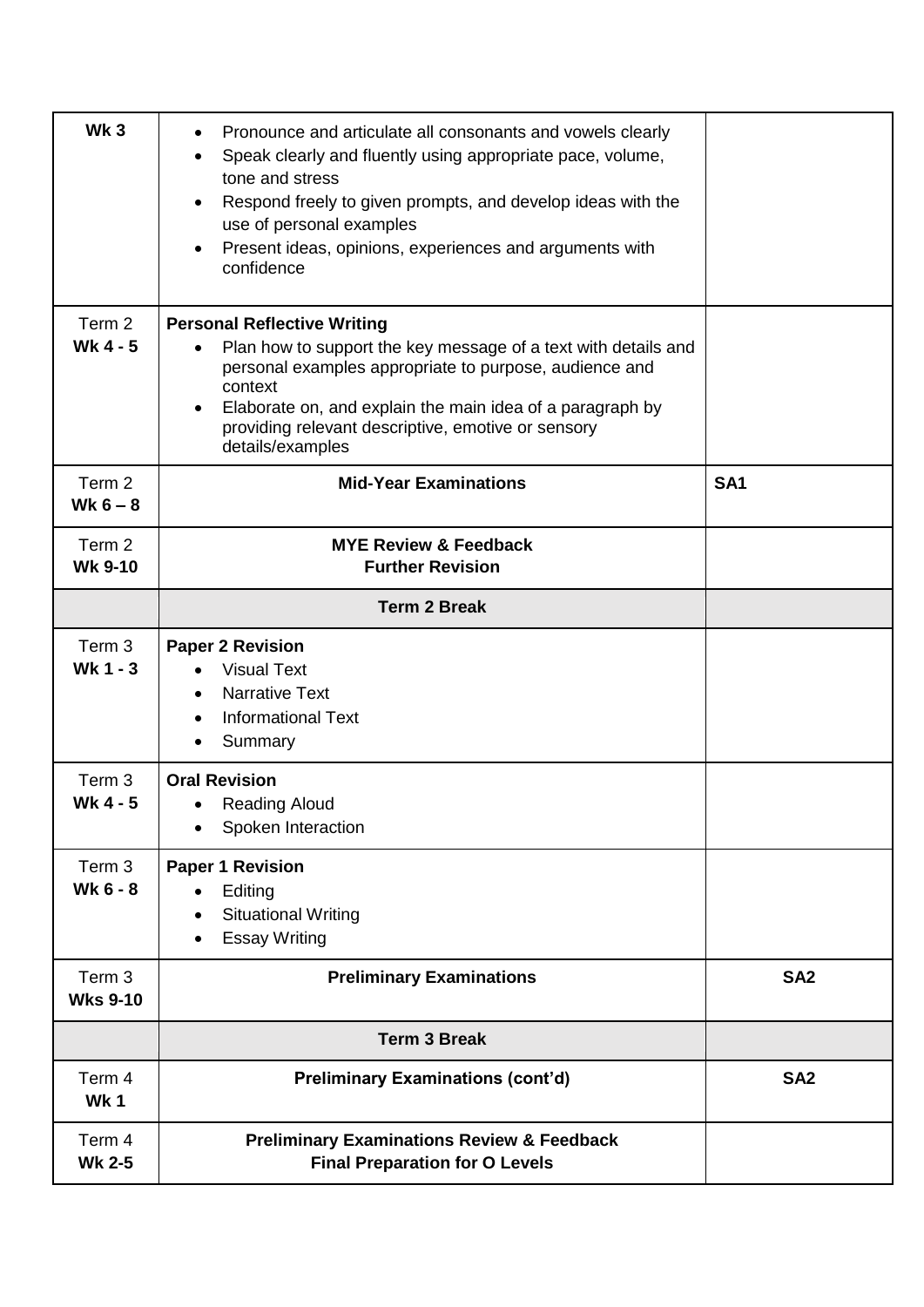| | | |
|---|---|---|
| **Wk 3** | • Pronounce and articulate all consonants and vowels clearly<br>• Speak clearly and fluently using appropriate pace, volume, tone and stress<br>• Respond freely to given prompts, and develop ideas with the use of personal examples<br>• Present ideas, opinions, experiences and arguments with confidence | |
| Term 2<br>**Wk 4 - 5** | **Personal Reflective Writing**<br>• Plan how to support the key message of a text with details and personal examples appropriate to purpose, audience and context<br>• Elaborate on, and explain the main idea of a paragraph by providing relevant descriptive, emotive or sensory details/examples | |
| Term 2<br>**Wk 6 – 8** | **Mid-Year Examinations** | **SA1** |
| Term 2<br>**Wk 9-10** | **MYE Review & Feedback**<br>**Further Revision** | |
| | **Term 2 Break** | |
| Term 3<br>**Wk 1 - 3** | **Paper 2 Revision**<br>• Visual Text<br>• Narrative Text<br>• Informational Text<br>• Summary | |
| Term 3<br>**Wk 4 - 5** | **Oral Revision**<br>• Reading Aloud<br>• Spoken Interaction | |
| Term 3<br>**Wk 6 - 8** | **Paper 1 Revision**<br>• Editing<br>• Situational Writing<br>• Essay Writing | |
| Term 3<br>**Wks 9-10** | **Preliminary Examinations** | **SA2** |
| | **Term 3 Break** | |
| Term 4<br>**Wk 1** | **Preliminary Examinations (cont'd)** | **SA2** |
| Term 4<br>**Wk 2-5** | **Preliminary Examinations Review & Feedback**<br>**Final Preparation for O Levels** | |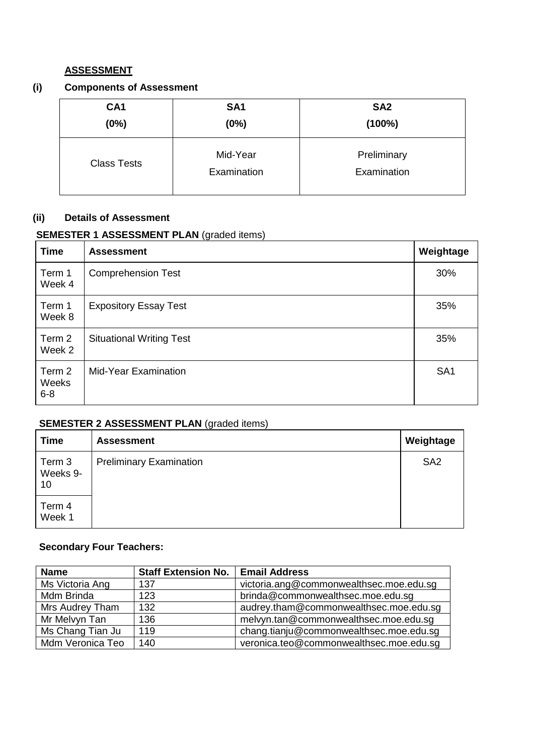## ASSESSMENT

### (i) Components of Assessment

| CA1 (0%) | SA1 (0%) | SA2 (100%) |
|---|---|---|
| Class Tests | Mid-Year Examination | Preliminary Examination |

### (ii) Details of Assessment

**SEMESTER 1 ASSESSMENT PLAN** (graded items)

| Time | Assessment | Weightage |
|---|---|---|
| Term 1 Week 4 | Comprehension Test | 30% |
| Term 1 Week 8 | Expository Essay Test | 35% |
| Term 2 Week 2 | Situational Writing Test | 35% |
| Term 2 Weeks 6-8 | Mid-Year Examination | SA1 |

**SEMESTER 2 ASSESSMENT PLAN** (graded items)

| Time | Assessment | Weightage |
|---|---|---|
| Term 3 Weeks 9-10 | Preliminary Examination | SA2 |
| Term 4 Week 1 | | |

**Secondary Four Teachers:**

| Name | Staff Extension No. | Email Address |
|---|---|---|
| Ms Victoria Ang | 137 | victoria.ang@commonwealthsec.moe.edu.sg |
| Mdm Brinda | 123 | brinda@commonwealthsec.moe.edu.sg |
| Mrs Audrey Tham | 132 | audrey.tham@commonwealthsec.moe.edu.sg |
| Mr Melvyn Tan | 136 | melvyn.tan@commonwealthsec.moe.edu.sg |
| Ms Chang Tian Ju | 119 | chang.tianju@commonwealthsec.moe.edu.sg |
| Mdm Veronica Teo | 140 | veronica.teo@commonwealthsec.moe.edu.sg |